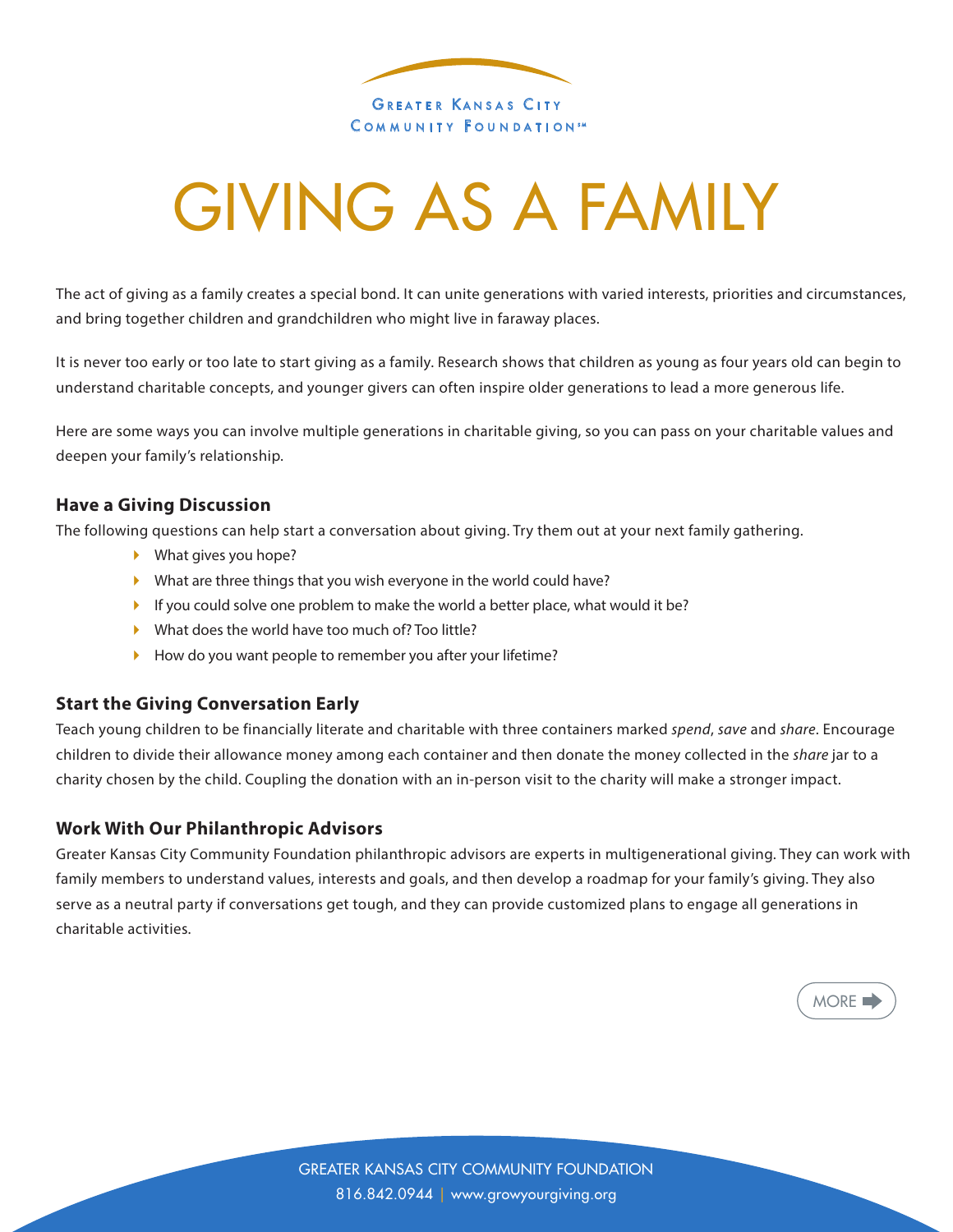Greater Kansas City Community Foundation℠

# GIVING AS A FAMILY

The act of giving as a family creates a special bond. It can unite generations with varied interests, priorities and circumstances, and bring together children and grandchildren who might live in faraway places.

It is never too early or too late to start giving as a family. Research shows that children as young as four years old can begin to understand charitable concepts, and younger givers can often inspire older generations to lead a more generous life.

Here are some ways you can involve multiple generations in charitable giving, so you can pass on your charitable values and deepen your family's relationship.

### Have a Giving Discussion

The following questions can help start a conversation about giving. Try them out at your next family gathering.

- What gives you hope?
- What are three things that you wish everyone in the world could have?
- If you could solve one problem to make the world a better place, what would it be?
- What does the world have too much of? Too little?
- How do you want people to remember you after your lifetime?

### Start the Giving Conversation Early

Teach young children to be financially literate and charitable with three containers marked *spend*, *save* and *share*. Encourage children to divide their allowance money among each container and then donate the money collected in the *share* jar to a charity chosen by the child. Coupling the donation with an in-person visit to the charity will make a stronger impact.

### Work With Our Philanthropic Advisors

Greater Kansas City Community Foundation philanthropic advisors are experts in multigenerational giving. They can work with family members to understand values, interests and goals, and then develop a roadmap for your family's giving. They also serve as a neutral party if conversations get tough, and they can provide customized plans to engage all generations in charitable activities.

MORE ➡

GREATER KANSAS CITY COMMUNITY FOUNDATION
816.842.0944 | www.growyourgiving.org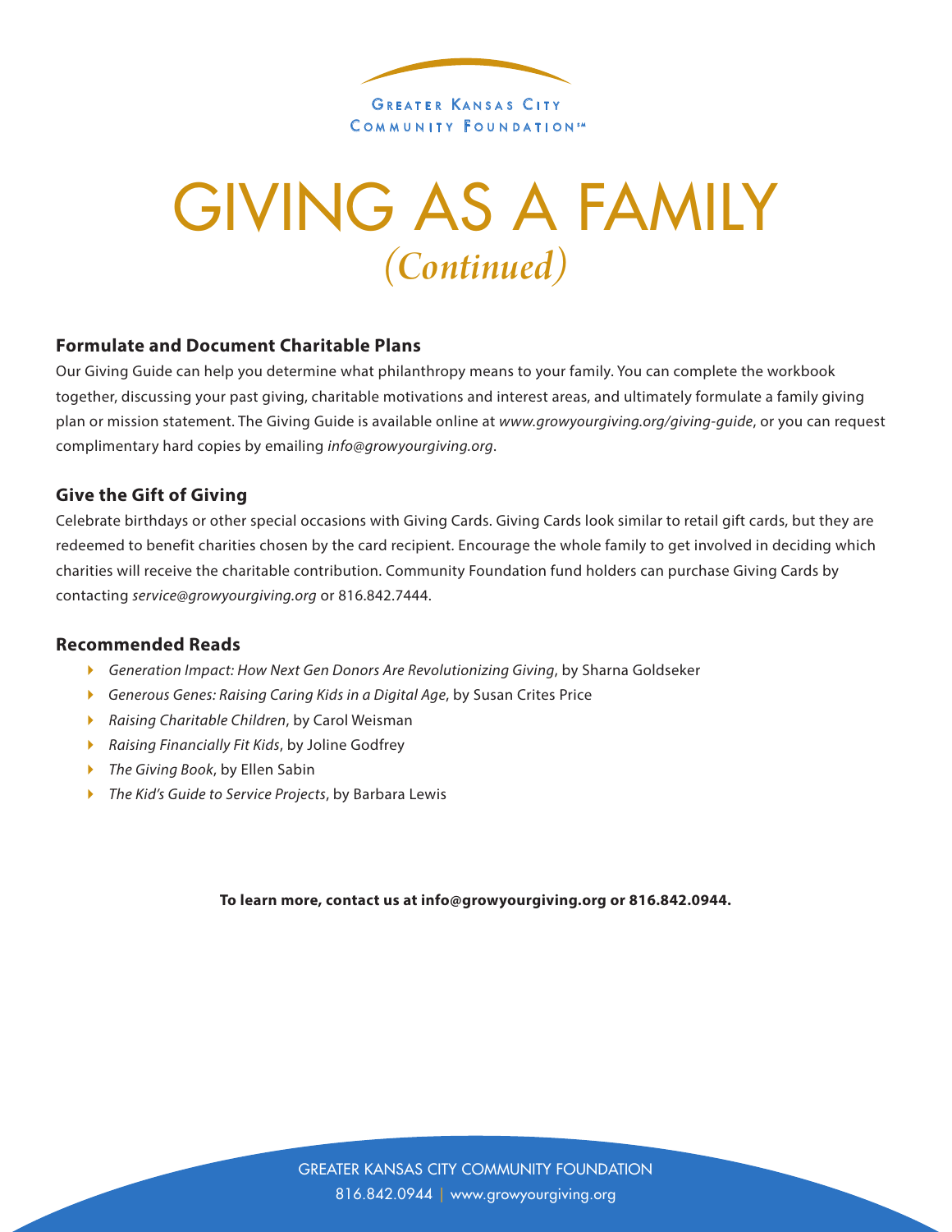GREATER KANSAS CITY COMMUNITY FOUNDATION℠

# GIVING AS A FAMILY
*(Continued)*

### Formulate and Document Charitable Plans

Our Giving Guide can help you determine what philanthropy means to your family. You can complete the workbook together, discussing your past giving, charitable motivations and interest areas, and ultimately formulate a family giving plan or mission statement. The Giving Guide is available online at *www.growyourgiving.org/giving-guide*, or you can request complimentary hard copies by emailing *info@growyourgiving.org*.

### Give the Gift of Giving

Celebrate birthdays or other special occasions with Giving Cards. Giving Cards look similar to retail gift cards, but they are redeemed to benefit charities chosen by the card recipient. Encourage the whole family to get involved in deciding which charities will receive the charitable contribution. Community Foundation fund holders can purchase Giving Cards by contacting *service@growyourgiving.org* or 816.842.7444.

### Recommended Reads

- *Generation Impact: How Next Gen Donors Are Revolutionizing Giving*, by Sharna Goldseker
- *Generous Genes: Raising Caring Kids in a Digital Age*, by Susan Crites Price
- *Raising Charitable Children*, by Carol Weisman
- *Raising Financially Fit Kids*, by Joline Godfrey
- *The Giving Book*, by Ellen Sabin
- *The Kid's Guide to Service Projects*, by Barbara Lewis

**To learn more, contact us at info@growyourgiving.org or 816.842.0944.**

GREATER KANSAS CITY COMMUNITY FOUNDATION
816.842.0944 | www.growyourgiving.org